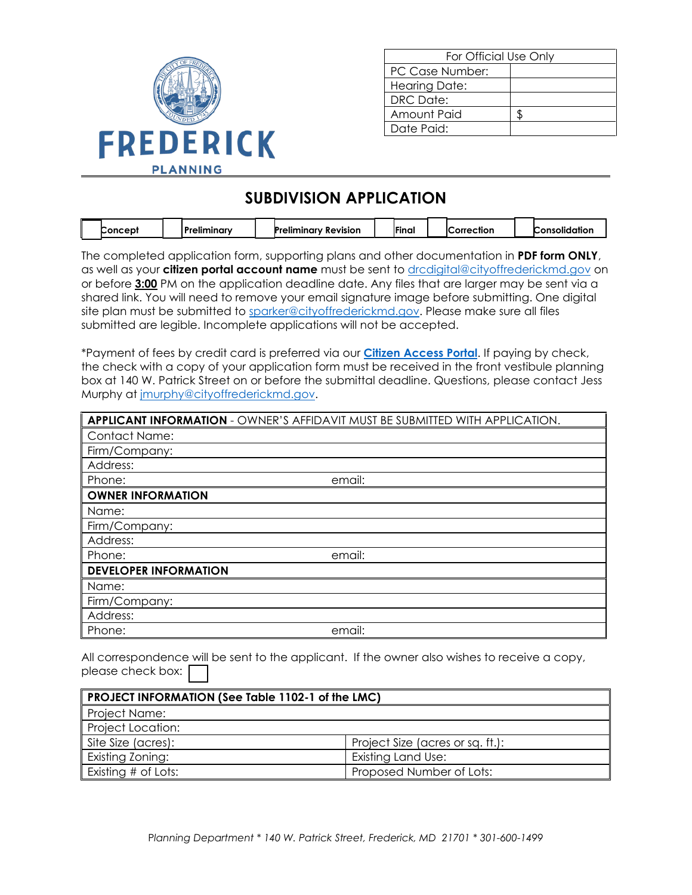FREDERICK

PLANNING

| For Official Use Only | |
|---|---|
| PC Case Number: | |
| Hearing Date: | |
| DRC Date: | |
| Amount Paid | $ |
| Date Paid: | |

# SUBDIVISION APPLICATION

| ☐ Concept | ☐ Preliminary | ☐ Preliminary Revision | ☐ Final | ☐ Correction | ☐ Consolidation |
|---|---|---|---|---|---|

The completed application form, supporting plans and other documentation in **PDF form ONLY**, as well as your **citizen portal account name** must be sent to drcdigital@cityoffrederickmd.gov on or before **3:00** PM on the application deadline date. Any files that are larger may be sent via a shared link. You will need to remove your email signature image before submitting. One digital site plan must be submitted to sparker@cityoffrederickmd.gov. Please make sure all files submitted are legible. Incomplete applications will not be accepted.

*Payment of fees by credit card is preferred via our **Citizen Access Portal**. If paying by check, the check with a copy of your application form must be received in the front vestibule planning box at 140 W. Patrick Street on or before the submittal deadline. Questions, please contact Jess Murphy at jmurphy@cityoffrederickmd.gov.

| **APPLICANT INFORMATION** - OWNER'S AFFIDAVIT MUST BE SUBMITTED WITH APPLICATION. | |
|---|---|
| Contact Name: | |
| Firm/Company: | |
| Address: | |
| Phone: | email: |
| **OWNER INFORMATION** | |
| Name: | |
| Firm/Company: | |
| Address: | |
| Phone: | email: |
| **DEVELOPER INFORMATION** | |
| Name: | |
| Firm/Company: | |
| Address: | |
| Phone: | email: |

All correspondence will be sent to the applicant. If the owner also wishes to receive a copy, please check box: ☐

| **PROJECT INFORMATION (See Table 1102-1 of the LMC)** | |
|---|---|
| Project Name: | |
| Project Location: | |
| Site Size (acres): | Project Size (acres or sq. ft.): |
| Existing Zoning: | Existing Land Use: |
| Existing # of Lots: | Proposed Number of Lots: |

*Planning Department * 140 W. Patrick Street, Frederick, MD 21701 * 301-600-1499*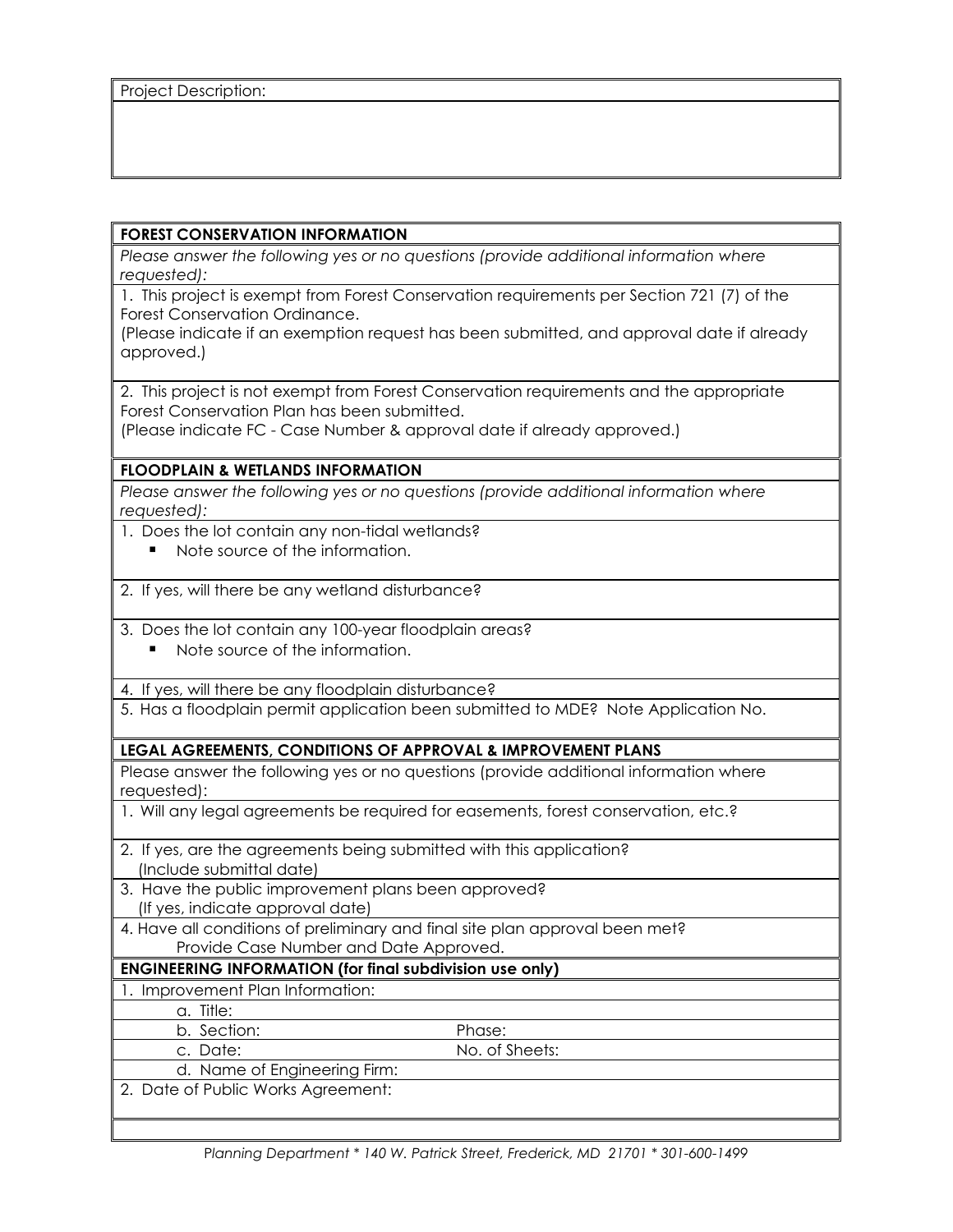Project Description:

**FOREST CONSERVATION INFORMATION**

*Please answer the following yes or no questions (provide additional information where requested):*

1. This project is exempt from Forest Conservation requirements per Section 721 (7) of the Forest Conservation Ordinance.
(Please indicate if an exemption request has been submitted, and approval date if already approved.)

2. This project is not exempt from Forest Conservation requirements and the appropriate Forest Conservation Plan has been submitted.
(Please indicate FC - Case Number & approval date if already approved.)

**FLOODPLAIN & WETLANDS INFORMATION**

*Please answer the following yes or no questions (provide additional information where requested):*

1. Does the lot contain any non-tidal wetlands?
   - Note source of the information.

2. If yes, will there be any wetland disturbance?

3. Does the lot contain any 100-year floodplain areas?
   - Note source of the information.

4. If yes, will there be any floodplain disturbance?

5. Has a floodplain permit application been submitted to MDE? Note Application No.

**LEGAL AGREEMENTS, CONDITIONS OF APPROVAL & IMPROVEMENT PLANS**

Please answer the following yes or no questions (provide additional information where requested):

1. Will any legal agreements be required for easements, forest conservation, etc.?

2. If yes, are the agreements being submitted with this application?
(Include submittal date)

3. Have the public improvement plans been approved?
(If yes, indicate approval date)

4. Have all conditions of preliminary and final site plan approval been met?
Provide Case Number and Date Approved.

**ENGINEERING INFORMATION (for final subdivision use only)**

1. Improvement Plan Information:
   a. Title:
   b. Section: Phase:
   c. Date: No. of Sheets:
   d. Name of Engineering Firm:

2. Date of Public Works Agreement:

*Planning Department * 140 W. Patrick Street, Frederick, MD 21701 * 301-600-1499*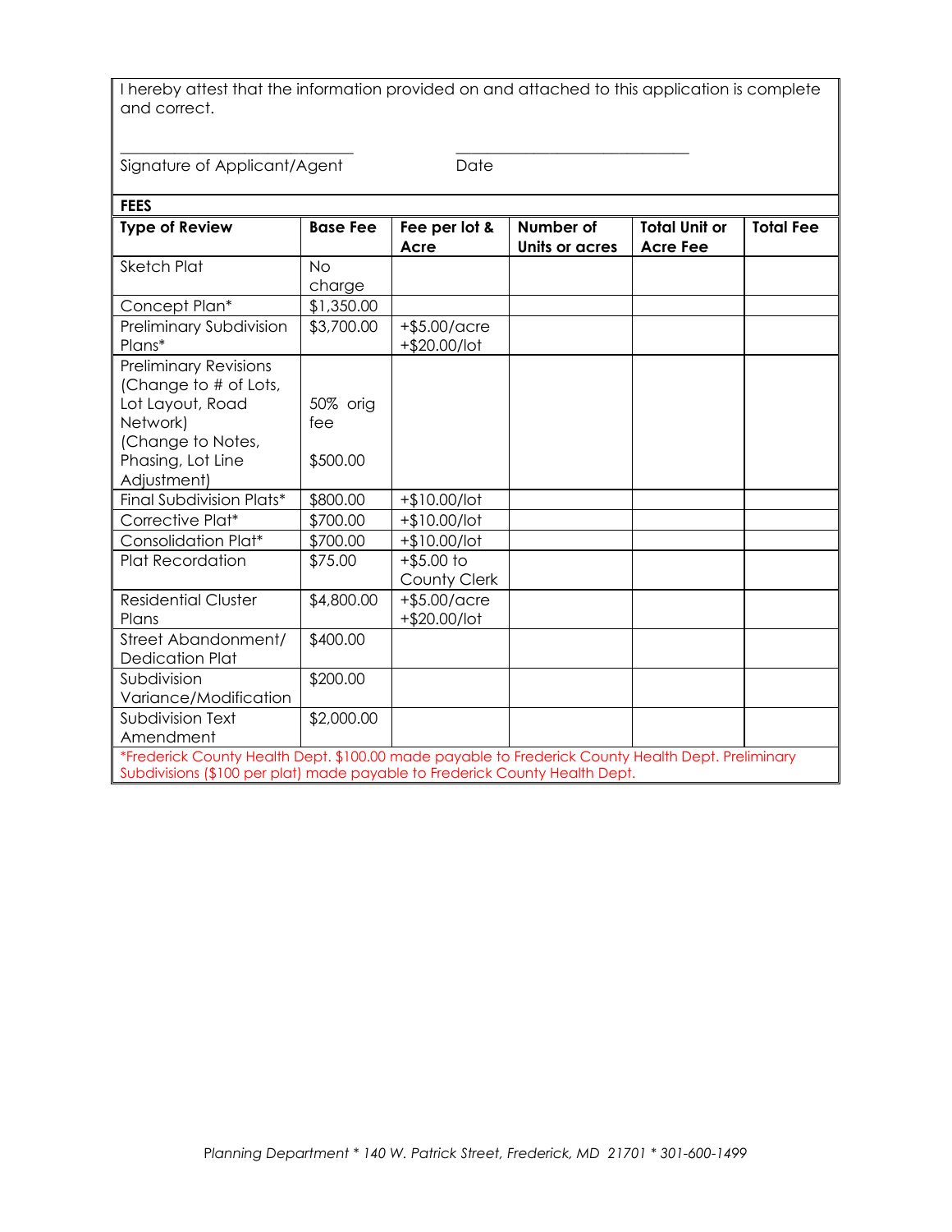I hereby attest that the information provided on and attached to this application is complete and correct.

_____________________________ _____________________________

Signature of Applicant/Agent Date

**FEES**

| Type of Review | Base Fee | Fee per lot & Acre | Number of Units or acres | Total Unit or Acre Fee | Total Fee |
|---|---|---|---|---|---|
| Sketch Plat | No charge | | | | |
| Concept Plan* | $1,350.00 | | | | |
| Preliminary Subdivision Plans* | $3,700.00 | +$5.00/acre +$20.00/lot | | | |
| Preliminary Revisions (Change to # of Lots, Lot Layout, Road Network) (Change to Notes, Phasing, Lot Line Adjustment) | 50% orig fee<br>$500.00 | | | | |
| Final Subdivision Plats* | $800.00 | +$10.00/lot | | | |
| Corrective Plat* | $700.00 | +$10.00/lot | | | |
| Consolidation Plat* | $700.00 | +$10.00/lot | | | |
| Plat Recordation | $75.00 | +$5.00 to County Clerk | | | |
| Residential Cluster Plans | $4,800.00 | +$5.00/acre +$20.00/lot | | | |
| Street Abandonment/ Dedication Plat | $400.00 | | | | |
| Subdivision Variance/Modification | $200.00 | | | | |
| Subdivision Text Amendment | $2,000.00 | | | | |

*Frederick County Health Dept. $100.00 made payable to Frederick County Health Dept. Preliminary Subdivisions ($100 per plat) made payable to Frederick County Health Dept.

*Planning Department * 140 W. Patrick Street, Frederick, MD 21701 * 301-600-1499*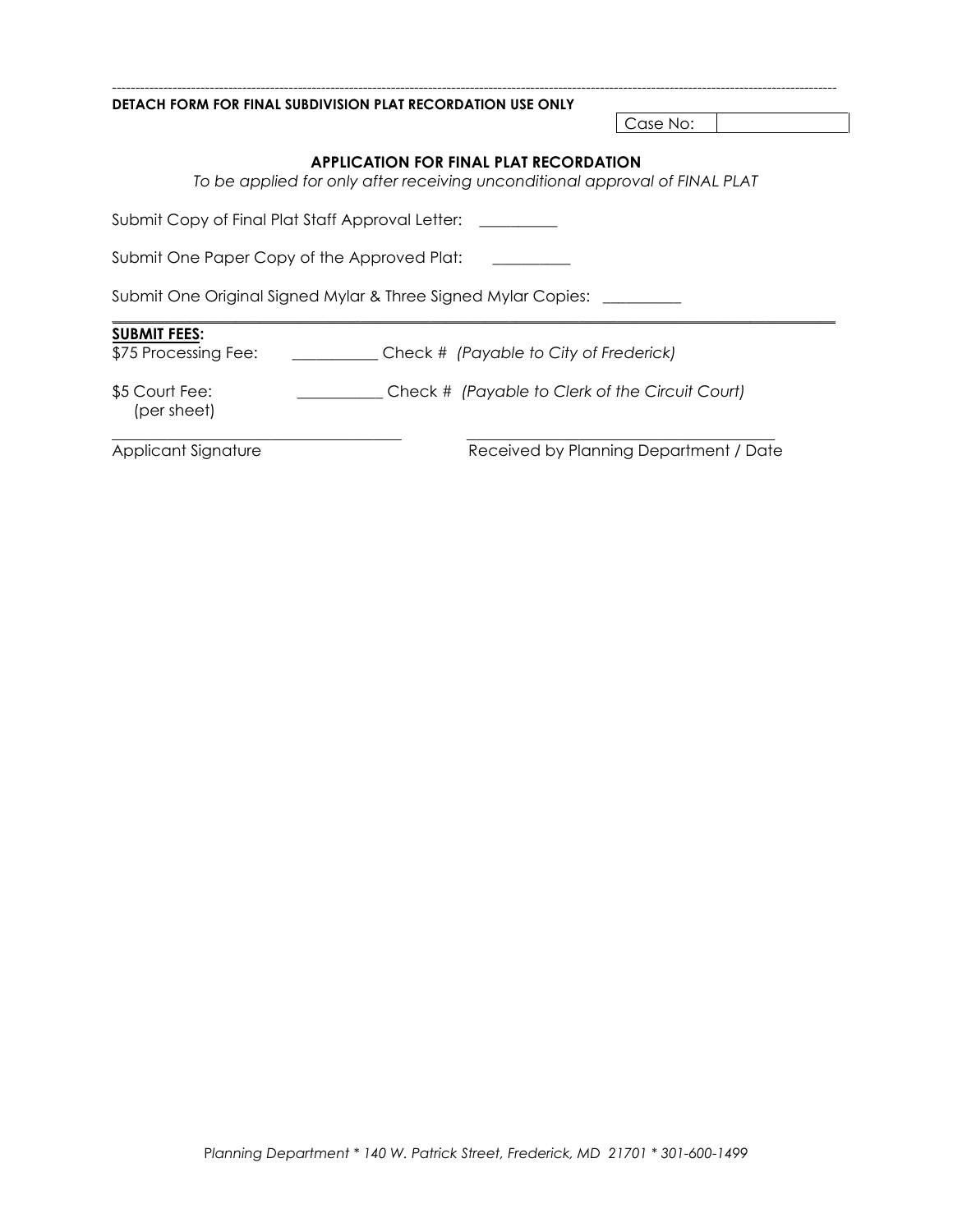---

**DETACH FORM FOR FINAL SUBDIVISION PLAT RECORDATION USE ONLY**

| Case No: | |
|---|---|

## APPLICATION FOR FINAL PLAT RECORDATION

*To be applied for only after receiving unconditional approval of FINAL PLAT*

Submit Copy of Final Plat Staff Approval Letter: __________

Submit One Paper Copy of the Approved Plat: __________

Submit One Original Signed Mylar & Three Signed Mylar Copies: __________

---

**SUBMIT FEES:**

$75 Processing Fee: ___________ Check # *(Payable to City of Frederick)*

$5 Court Fee: (per sheet) ___________ Check # *(Payable to Clerk of the Circuit Court)*

_______________________________________ _______________________________________

Applicant Signature Received by Planning Department / Date

*Planning Department * 140 W. Patrick Street, Frederick, MD 21701 * 301-600-1499*